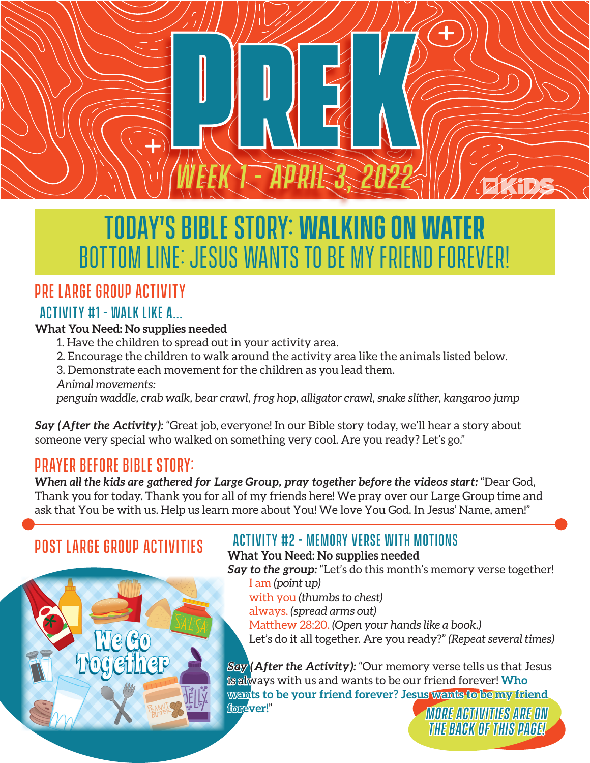# PRE K

WEEK 1 - APRIL 3, 2022

## TODAY'S BIBLE STORY: WALKING ON WATER

## BOTTOM LINE: JESUS WANTS TO BE MY FRIEND FOREVER!

## PRE LARGE GROUP ACTIVITY

### ACTIVITY #1 - WALK LIKE A...

**What You Need: No supplies needed**

1. Have the children to spread out in your activity area.
2. Encourage the children to walk around the activity area like the animals listed below.
3. Demonstrate each movement for the children as you lead them.

*Animal movements:*
*penguin waddle, crab walk, bear crawl, frog hop, alligator crawl, snake slither, kangaroo jump*

***Say (After the Activity):*** "Great job, everyone! In our Bible story today, we'll hear a story about someone very special who walked on something very cool. Are you ready? Let's go."

## PRAYER BEFORE BIBLE STORY:

***When all the kids are gathered for Large Group, pray together before the videos start:*** "Dear God, Thank you for today. Thank you for all of my friends here! We pray over our Large Group time and ask that You be with us. Help us learn more about You! We love You God. In Jesus' Name, amen!"

## POST LARGE GROUP ACTIVITIES

We Go Together

### ACTIVITY #2 - MEMORY VERSE WITH MOTIONS

**What You Need: No supplies needed**

***Say to the group:*** "Let's do this month's memory verse together!

I am *(point up)*
with you *(thumbs to chest)*
always. *(spread arms out)*
Matthew 28:20. *(Open your hands like a book.)*
Let's do it all together. Are you ready?" *(Repeat several times)*

***Say (After the Activity):*** "Our memory verse tells us that Jesus is always with us and wants to be our friend forever! **Who wants to be your friend forever? Jesus wants to be my friend forever!**"

MORE ACTIVITIES ARE ON THE BACK OF THIS PAGE!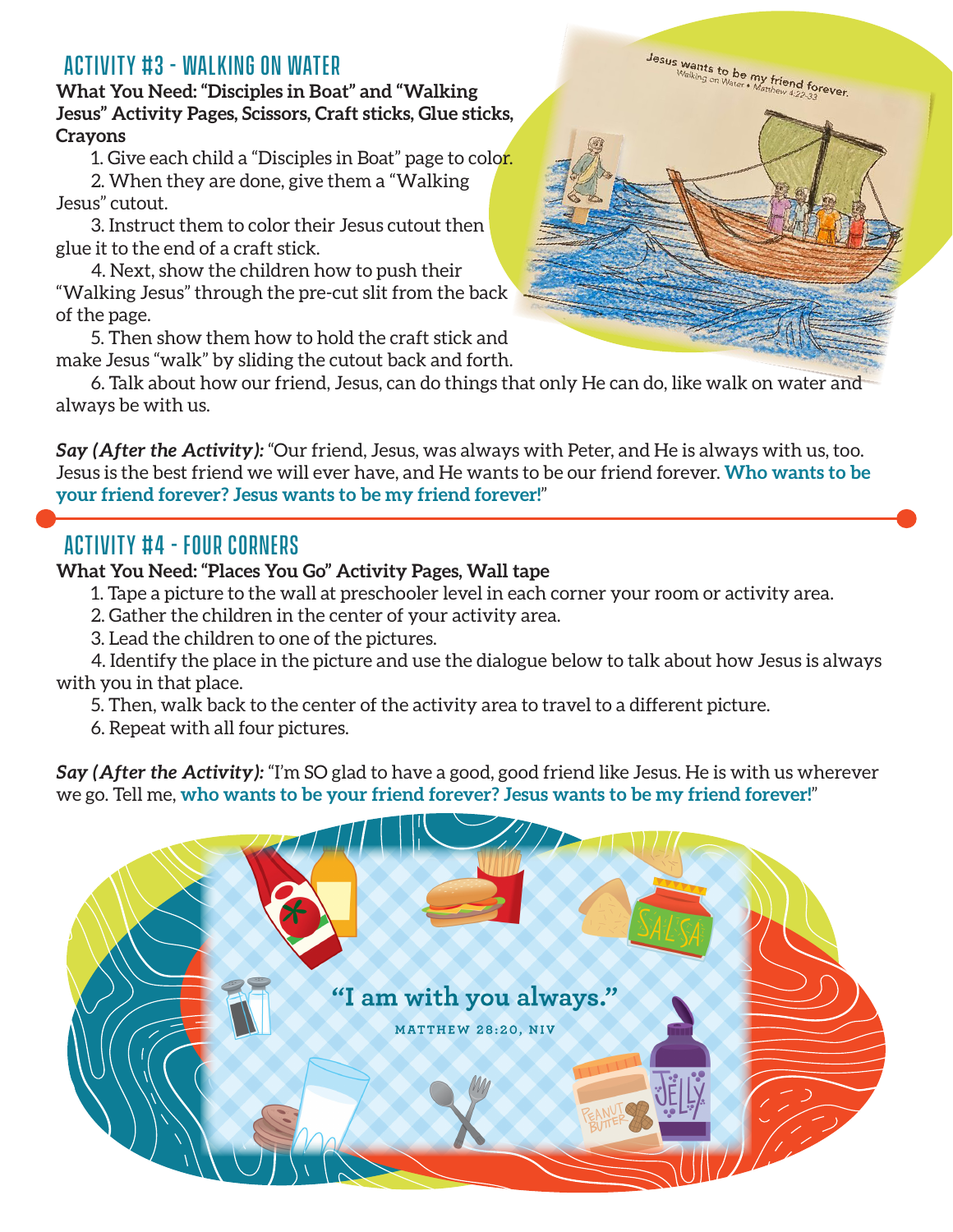## ACTIVITY #3 - WALKING ON WATER

**What You Need: "Disciples in Boat" and "Walking Jesus" Activity Pages, Scissors, Craft sticks, Glue sticks, Crayons**

1. Give each child a "Disciples in Boat" page to color.
2. When they are done, give them a "Walking Jesus" cutout.
3. Instruct them to color their Jesus cutout then glue it to the end of a craft stick.
4. Next, show the children how to push their "Walking Jesus" through the pre-cut slit from the back of the page.
5. Then show them how to hold the craft stick and make Jesus "walk" by sliding the cutout back and forth.
6. Talk about how our friend, Jesus, can do things that only He can do, like walk on water and always be with us.

***Say (After the Activity):*** "Our friend, Jesus, was always with Peter, and He is always with us, too. Jesus is the best friend we will ever have, and He wants to be our friend forever. **Who wants to be your friend forever? Jesus wants to be my friend forever!**"

## ACTIVITY #4 - FOUR CORNERS

**What You Need: "Places You Go" Activity Pages, Wall tape**

1. Tape a picture to the wall at preschooler level in each corner your room or activity area.
2. Gather the children in the center of your activity area.
3. Lead the children to one of the pictures.
4. Identify the place in the picture and use the dialogue below to talk about how Jesus is always with you in that place.
5. Then, walk back to the center of the activity area to travel to a different picture.
6. Repeat with all four pictures.

***Say (After the Activity):*** "I'm SO glad to have a good, good friend like Jesus. He is with us wherever we go. Tell me, **who wants to be your friend forever? Jesus wants to be my friend forever!**"

**"I am with you always."**

MATTHEW 28:20, NIV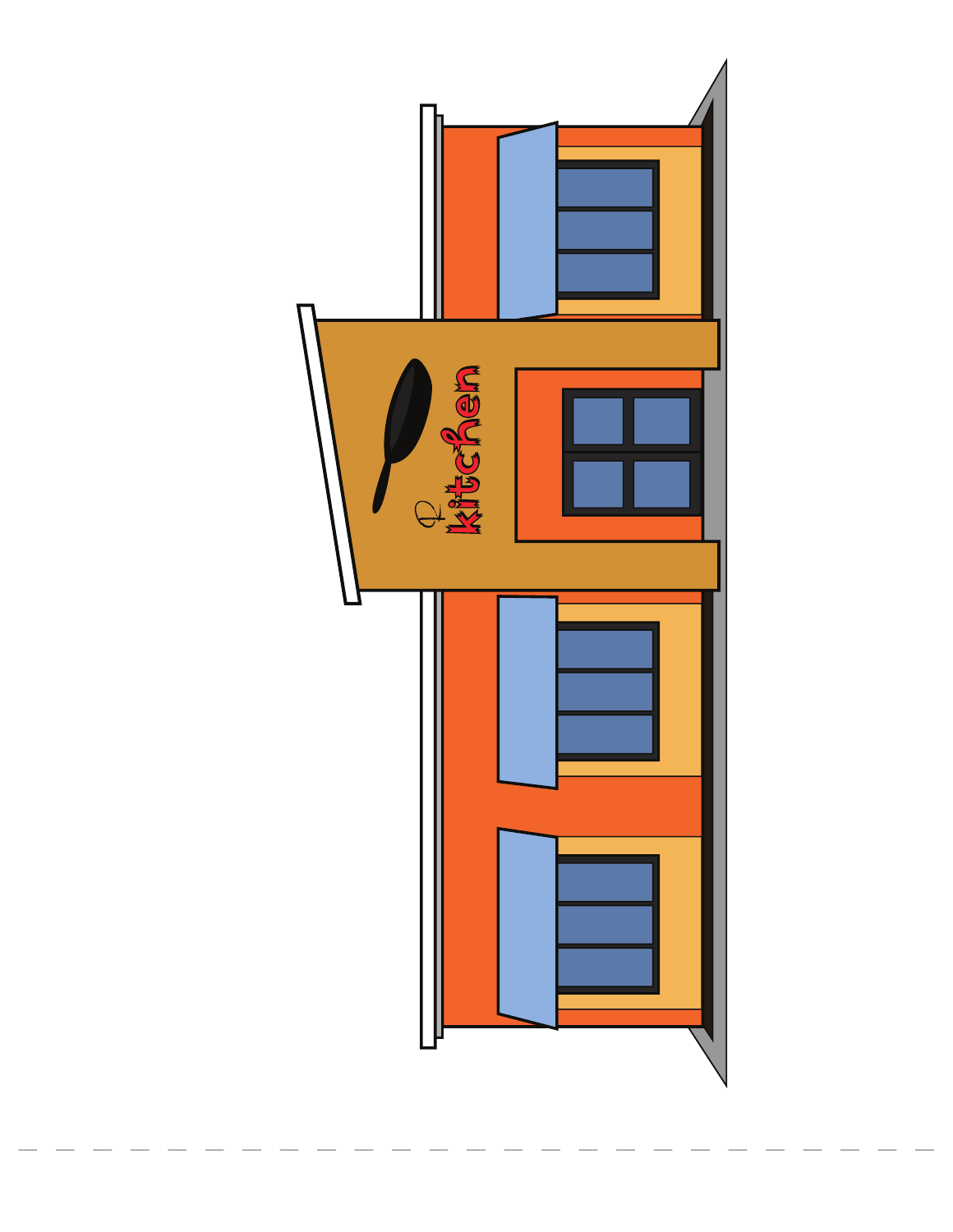P kitchen